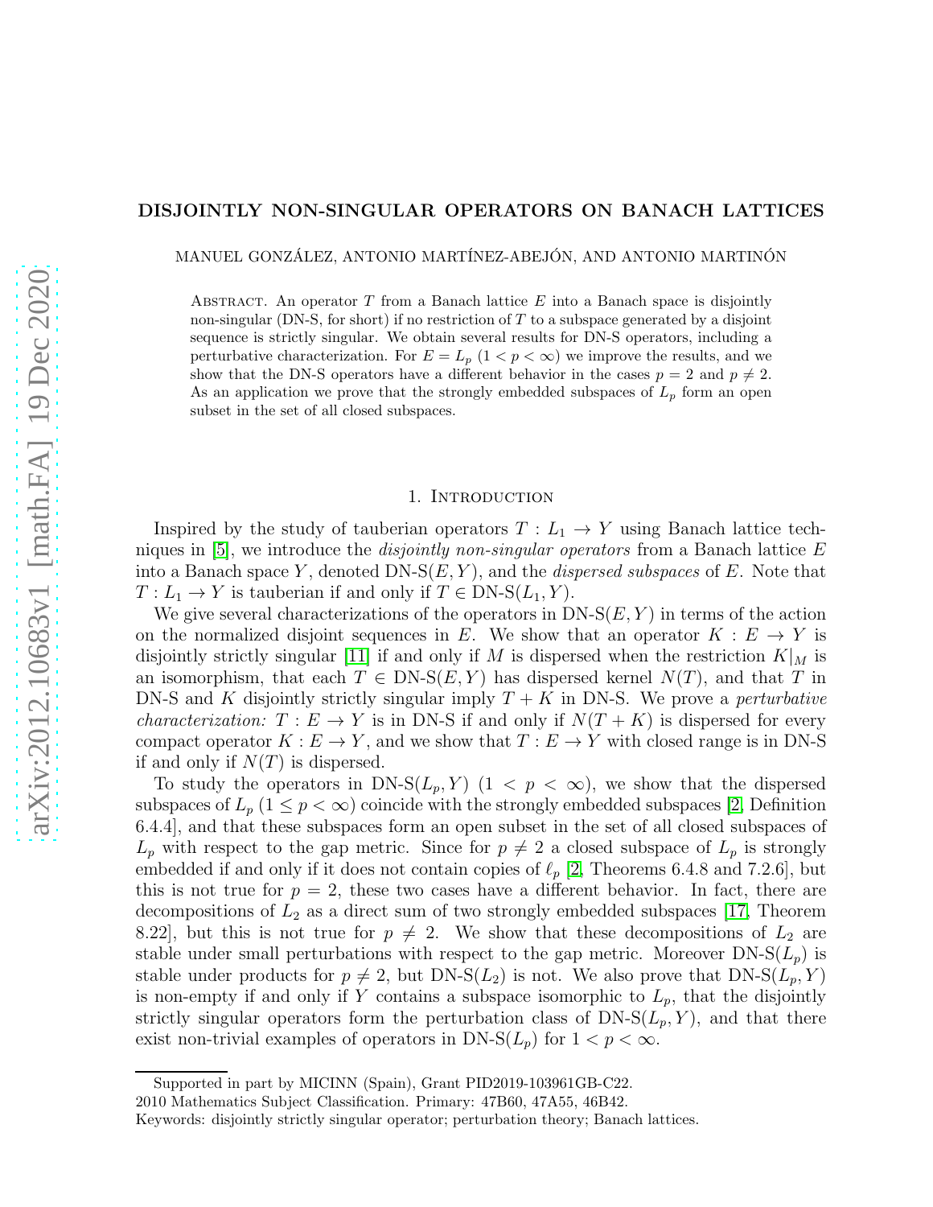# DISJOINTLY NON-SINGULAR OPERATORS ON BANACH LATTICES

MANUEL GONZÁLEZ, ANTONIO MARTÍNEZ-ABEJÓN, AND ANTONIO MARTINÓN

Abstract. An operator $T$ from a Banach lattice $E$ into a Banach space is disjointly non-singular (DN-S, for short) if no restriction of $T$ to a subspace generated by a disjoint sequence is strictly singular. We obtain several results for DN-S operators, including a perturbative characterization. For $E = L_p$ ($1 < p < \infty$) we improve the results, and we show that the DN-S operators have a different behavior in the cases $p = 2$ and $p \neq 2$. As an application we prove that the strongly embedded subspaces of $L_p$ form an open subset in the set of all closed subspaces.

## 1. Introduction

Inspired by the study of tauberian operators $T : L_1 \to Y$ using Banach lattice techniques in [5], we introduce the *disjointly non-singular operators* from a Banach lattice $E$ into a Banach space $Y$, denoted DN-S$(E, Y)$, and the *dispersed subspaces* of $E$. Note that $T : L_1 \to Y$ is tauberian if and only if $T \in$ DN-S$(L_1, Y)$.

We give several characterizations of the operators in DN-S$(E, Y)$ in terms of the action on the normalized disjoint sequences in $E$. We show that an operator $K : E \to Y$ is disjointly strictly singular [11] if and only if $M$ is dispersed when the restriction $K|_M$ is an isomorphism, that each $T \in$ DN-S$(E, Y)$ has dispersed kernel $N(T)$, and that $T$ in DN-S and $K$ disjointly strictly singular imply $T + K$ in DN-S. We prove a *perturbative characterization:* $T : E \to Y$ is in DN-S if and only if $N(T + K)$ is dispersed for every compact operator $K : E \to Y$, and we show that $T : E \to Y$ with closed range is in DN-S if and only if $N(T)$ is dispersed.

To study the operators in DN-S$(L_p, Y)$ ($1 < p < \infty$), we show that the dispersed subspaces of $L_p$ ($1 \leq p < \infty$) coincide with the strongly embedded subspaces [2, Definition 6.4.4], and that these subspaces form an open subset in the set of all closed subspaces of $L_p$ with respect to the gap metric. Since for $p \neq 2$ a closed subspace of $L_p$ is strongly embedded if and only if it does not contain copies of $\ell_p$ [2, Theorems 6.4.8 and 7.2.6], but this is not true for $p = 2$, these two cases have a different behavior. In fact, there are decompositions of $L_2$ as a direct sum of two strongly embedded subspaces [17, Theorem 8.22], but this is not true for $p \neq 2$. We show that these decompositions of $L_2$ are stable under small perturbations with respect to the gap metric. Moreover DN-S$(L_p)$ is stable under products for $p \neq 2$, but DN-S$(L_2)$ is not. We also prove that DN-S$(L_p, Y)$ is non-empty if and only if $Y$ contains a subspace isomorphic to $L_p$, that the disjointly strictly singular operators form the perturbation class of DN-S$(L_p, Y)$, and that there exist non-trivial examples of operators in DN-S$(L_p)$ for $1 < p < \infty$.

---

Supported in part by MICINN (Spain), Grant PID2019-103961GB-C22.

2010 Mathematics Subject Classification. Primary: 47B60, 47A55, 46B42.

Keywords: disjointly strictly singular operator; perturbation theory; Banach lattices.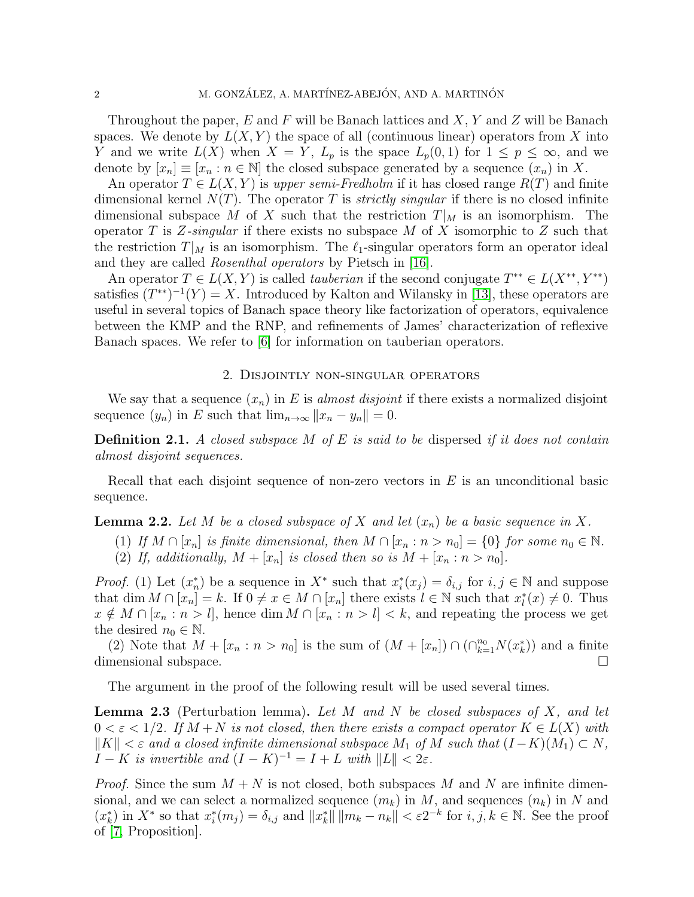Throughout the paper, $E$ and $F$ will be Banach lattices and $X$, $Y$ and $Z$ will be Banach spaces. We denote by $L(X,Y)$ the space of all (continuous linear) operators from $X$ into $Y$ and we write $L(X)$ when $X = Y$, $L_p$ is the space $L_p(0,1)$ for $1 \leq p \leq \infty$, and we denote by $[x_n] \equiv [x_n : n \in \mathbb{N}]$ the closed subspace generated by a sequence $(x_n)$ in $X$.

An operator $T \in L(X,Y)$ is *upper semi-Fredholm* if it has closed range $R(T)$ and finite dimensional kernel $N(T)$. The operator $T$ is *strictly singular* if there is no closed infinite dimensional subspace $M$ of $X$ such that the restriction $T|_M$ is an isomorphism. The operator $T$ is *$Z$-singular* if there exists no subspace $M$ of $X$ isomorphic to $Z$ such that the restriction $T|_M$ is an isomorphism. The $\ell_1$-singular operators form an operator ideal and they are called *Rosenthal operators* by Pietsch in [16].

An operator $T \in L(X,Y)$ is called *tauberian* if the second conjugate $T^{**} \in L(X^{**}, Y^{**})$ satisfies $(T^{**})^{-1}(Y) = X$. Introduced by Kalton and Wilansky in [13], these operators are useful in several topics of Banach space theory like factorization of operators, equivalence between the KMP and the RNP, and refinements of James' characterization of reflexive Banach spaces. We refer to [6] for information on tauberian operators.

## 2. Disjointly non-singular operators

We say that a sequence $(x_n)$ in $E$ is *almost disjoint* if there exists a normalized disjoint sequence $(y_n)$ in $E$ such that $\lim_{n\to\infty} \|x_n - y_n\| = 0$.

**Definition 2.1.** *A closed subspace $M$ of $E$ is said to be* dispersed *if it does not contain almost disjoint sequences.*

Recall that each disjoint sequence of non-zero vectors in $E$ is an unconditional basic sequence.

**Lemma 2.2.** *Let $M$ be a closed subspace of $X$ and let $(x_n)$ be a basic sequence in $X$.*

1. *If $M \cap [x_n]$ is finite dimensional, then $M \cap [x_n : n > n_0] = \{0\}$ for some $n_0 \in \mathbb{N}$.*
2. *If, additionally, $M + [x_n]$ is closed then so is $M + [x_n : n > n_0]$.*

*Proof.* (1) Let $(x_n^*)$ be a sequence in $X^*$ such that $x_i^*(x_j) = \delta_{i,j}$ for $i, j \in \mathbb{N}$ and suppose that $\dim M \cap [x_n] = k$. If $0 \neq x \in M \cap [x_n]$ there exists $l \in \mathbb{N}$ such that $x_l^*(x) \neq 0$. Thus $x \notin M \cap [x_n : n > l]$, hence $\dim M \cap [x_n : n > l] < k$, and repeating the process we get the desired $n_0 \in \mathbb{N}$.

(2) Note that $M + [x_n : n > n_0]$ is the sum of $(M + [x_n]) \cap (\cap_{k=1}^{n_0} N(x_k^*))$ and a finite dimensional subspace. $\square$

The argument in the proof of the following result will be used several times.

**Lemma 2.3** (Perturbation lemma)**.** *Let $M$ and $N$ be closed subspaces of $X$, and let $0 < \varepsilon < 1/2$. If $M + N$ is not closed, then there exists a compact operator $K \in L(X)$ with $\|K\| < \varepsilon$ and a closed infinite dimensional subspace $M_1$ of $M$ such that $(I - K)(M_1) \subset N$, $I - K$ is invertible and $(I - K)^{-1} = I + L$ with $\|L\| < 2\varepsilon$.*

*Proof.* Since the sum $M + N$ is not closed, both subspaces $M$ and $N$ are infinite dimensional, and we can select a normalized sequence $(m_k)$ in $M$, and sequences $(n_k)$ in $N$ and $(x_k^*)$ in $X^*$ so that $x_i^*(m_j) = \delta_{i,j}$ and $\|x_k^*\| \, \|m_k - n_k\| < \varepsilon 2^{-k}$ for $i, j, k \in \mathbb{N}$. See the proof of [7, Proposition].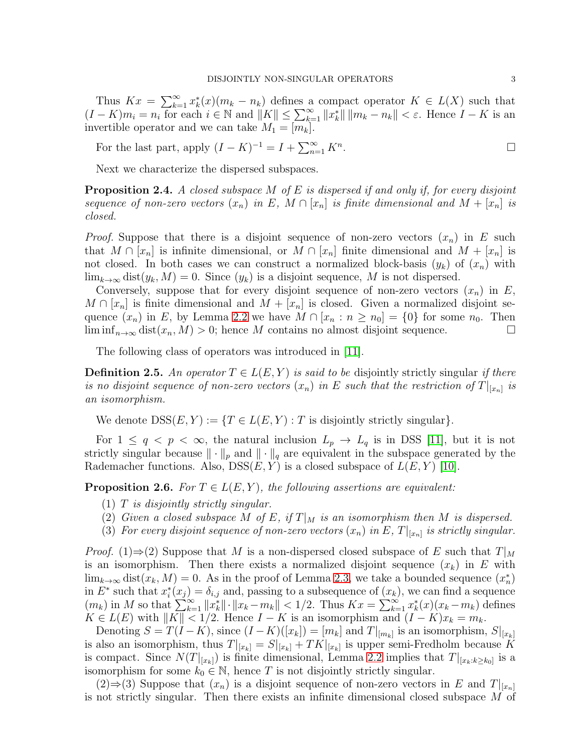Thus $Kx = \sum_{k=1}^{\infty} x_k^*(x)(m_k - n_k)$ defines a compact operator $K \in L(X)$ such that $(I-K)m_i = n_i$ for each $i \in \mathbb{N}$ and $\|K\| \leq \sum_{k=1}^{\infty} \|x_k^*\| \, \|m_k - n_k\| < \varepsilon$. Hence $I - K$ is an invertible operator and we can take $M_1 = [m_k]$.

For the last part, apply $(I-K)^{-1} = I + \sum_{n=1}^{\infty} K^n$. $\square$

Next we characterize the dispersed subspaces.

**Proposition 2.4.** *A closed subspace $M$ of $E$ is dispersed if and only if, for every disjoint sequence of non-zero vectors $(x_n)$ in $E$, $M \cap [x_n]$ is finite dimensional and $M + [x_n]$ is closed.*

*Proof.* Suppose that there is a disjoint sequence of non-zero vectors $(x_n)$ in $E$ such that $M \cap [x_n]$ is infinite dimensional, or $M \cap [x_n]$ finite dimensional and $M + [x_n]$ is not closed. In both cases we can construct a normalized block-basis $(y_k)$ of $(x_n)$ with $\lim_{k\to\infty} \operatorname{dist}(y_k, M) = 0$. Since $(y_k)$ is a disjoint sequence, $M$ is not dispersed.

Conversely, suppose that for every disjoint sequence of non-zero vectors $(x_n)$ in $E$, $M \cap [x_n]$ is finite dimensional and $M + [x_n]$ is closed. Given a normalized disjoint sequence $(x_n)$ in $E$, by Lemma 2.2 we have $M \cap [x_n : n \geq n_0] = \{0\}$ for some $n_0$. Then $\liminf_{n\to\infty} \operatorname{dist}(x_n, M) > 0$; hence $M$ contains no almost disjoint sequence. $\square$

The following class of operators was introduced in [11].

**Definition 2.5.** *An operator $T \in L(E,Y)$ is said to be* disjointly strictly singular *if there is no disjoint sequence of non-zero vectors $(x_n)$ in $E$ such that the restriction of $T|_{[x_n]}$ is an isomorphism.*

We denote $\operatorname{DSS}(E,Y) := \{T \in L(E,Y) : T \text{ is disjointly strictly singular}\}$.

For $1 \leq q < p < \infty$, the natural inclusion $L_p \to L_q$ is in DSS [11], but it is not strictly singular because $\|\cdot\|_p$ and $\|\cdot\|_q$ are equivalent in the subspace generated by the Rademacher functions. Also, $\operatorname{DSS}(E,Y)$ is a closed subspace of $L(E,Y)$ [10].

**Proposition 2.6.** *For $T \in L(E,Y)$, the following assertions are equivalent:*

1. *$T$ is disjointly strictly singular.*
2. *Given a closed subspace $M$ of $E$, if $T|_M$ is an isomorphism then $M$ is dispersed.*
3. *For every disjoint sequence of non-zero vectors $(x_n)$ in $E$, $T|_{[x_n]}$ is strictly singular.*

*Proof.* (1)⇒(2) Suppose that $M$ is a non-dispersed closed subspace of $E$ such that $T|_M$ is an isomorphism. Then there exists a normalized disjoint sequence $(x_k)$ in $E$ with $\lim_{k\to\infty} \operatorname{dist}(x_k, M) = 0$. As in the proof of Lemma 2.3, we take a bounded sequence $(x_n^*)$ in $E^*$ such that $x_i^*(x_j) = \delta_{i,j}$ and, passing to a subsequence of $(x_k)$, we can find a sequence $(m_k)$ in $M$ so that $\sum_{k=1}^{\infty} \|x_k^*\| \cdot \|x_k - m_k\| < 1/2$. Thus $Kx = \sum_{k=1}^{\infty} x_k^*(x)(x_k - m_k)$ defines $K \in L(E)$ with $\|K\| < 1/2$. Hence $I - K$ is an isomorphism and $(I-K)x_k = m_k$.

Denoting $S = T(I-K)$, since $(I-K)([x_k]) = [m_k]$ and $T|_{[m_k]}$ is an isomorphism, $S|_{[x_k]}$ is also an isomorphism, thus $T|_{[x_k]} = S|_{[x_k]} + TK|_{[x_k]}$ is upper semi-Fredholm because $K$ is compact. Since $N(T|_{[x_k]})$ is finite dimensional, Lemma 2.2 implies that $T|_{[x_k : k \geq k_0]}$ is a isomorphism for some $k_0 \in \mathbb{N}$, hence $T$ is not disjointly strictly singular.

(2)⇒(3) Suppose that $(x_n)$ is a disjoint sequence of non-zero vectors in $E$ and $T|_{[x_n]}$ is not strictly singular. Then there exists an infinite dimensional closed subspace $M$ of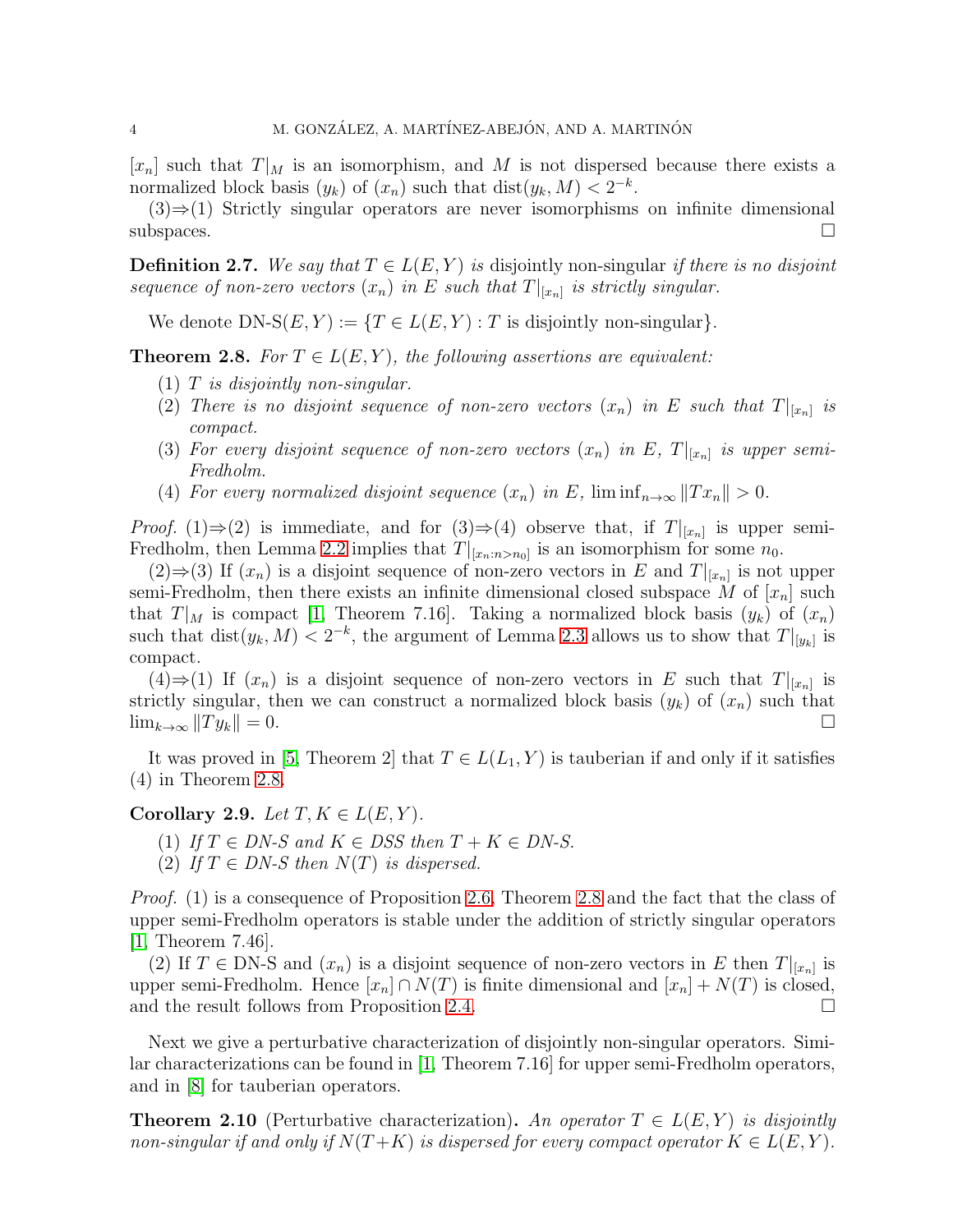$[x_n]$ such that $T|_M$ is an isomorphism, and $M$ is not dispersed because there exists a normalized block basis $(y_k)$ of $(x_n)$ such that $\operatorname{dist}(y_k, M) < 2^{-k}$.

(3)⇒(1) Strictly singular operators are never isomorphisms on infinite dimensional subspaces. □

**Definition 2.7.** *We say that $T \in L(E, Y)$ is* disjointly non-singular *if there is no disjoint sequence of non-zero vectors $(x_n)$ in $E$ such that $T|_{[x_n]}$ is strictly singular.*

We denote DN-S$(E, Y) := \{T \in L(E, Y) : T \text{ is disjointly non-singular}\}$.

**Theorem 2.8.** *For $T \in L(E, Y)$, the following assertions are equivalent:*

1. *$T$ is disjointly non-singular.*
2. *There is no disjoint sequence of non-zero vectors $(x_n)$ in $E$ such that $T|_{[x_n]}$ is compact.*
3. *For every disjoint sequence of non-zero vectors $(x_n)$ in $E$, $T|_{[x_n]}$ is upper semi-Fredholm.*
4. *For every normalized disjoint sequence $(x_n)$ in $E$, $\liminf_{n\to\infty} \|Tx_n\| > 0$.*

*Proof.* (1)⇒(2) is immediate, and for (3)⇒(4) observe that, if $T|_{[x_n]}$ is upper semi-Fredholm, then Lemma 2.2 implies that $T|_{[x_n : n > n_0]}$ is an isomorphism for some $n_0$.

(2)⇒(3) If $(x_n)$ is a disjoint sequence of non-zero vectors in $E$ and $T|_{[x_n]}$ is not upper semi-Fredholm, then there exists an infinite dimensional closed subspace $M$ of $[x_n]$ such that $T|_M$ is compact [1, Theorem 7.16]. Taking a normalized block basis $(y_k)$ of $(x_n)$ such that $\operatorname{dist}(y_k, M) < 2^{-k}$, the argument of Lemma 2.3 allows us to show that $T|_{[y_k]}$ is compact.

(4)⇒(1) If $(x_n)$ is a disjoint sequence of non-zero vectors in $E$ such that $T|_{[x_n]}$ is strictly singular, then we can construct a normalized block basis $(y_k)$ of $(x_n)$ such that $\lim_{k\to\infty} \|Ty_k\| = 0$. □

It was proved in [5, Theorem 2] that $T \in L(L_1, Y)$ is tauberian if and only if it satisfies (4) in Theorem 2.8.

**Corollary 2.9.** *Let $T, K \in L(E, Y)$.*

1. *If $T \in$ DN-S and $K \in$ DSS then $T + K \in$ DN-S.*
2. *If $T \in$ DN-S then $N(T)$ is dispersed.*

*Proof.* (1) is a consequence of Proposition 2.6, Theorem 2.8 and the fact that the class of upper semi-Fredholm operators is stable under the addition of strictly singular operators [1, Theorem 7.46].

(2) If $T \in$ DN-S and $(x_n)$ is a disjoint sequence of non-zero vectors in $E$ then $T|_{[x_n]}$ is upper semi-Fredholm. Hence $[x_n] \cap N(T)$ is finite dimensional and $[x_n] + N(T)$ is closed, and the result follows from Proposition 2.4. □

Next we give a perturbative characterization of disjointly non-singular operators. Similar characterizations can be found in [1, Theorem 7.16] for upper semi-Fredholm operators, and in [8] for tauberian operators.

**Theorem 2.10** (Perturbative characterization)**.** *An operator $T \in L(E, Y)$ is disjointly non-singular if and only if $N(T+K)$ is dispersed for every compact operator $K \in L(E, Y)$.*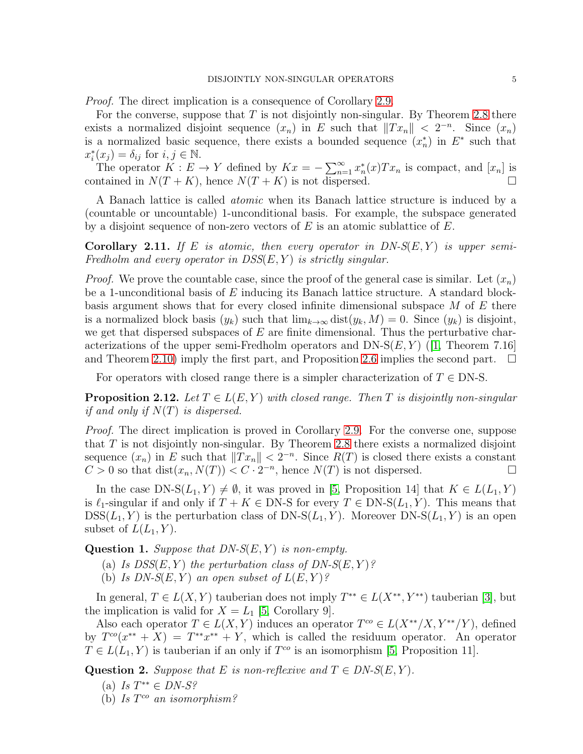*Proof.* The direct implication is a consequence of Corollary 2.9.

For the converse, suppose that $T$ is not disjointly non-singular. By Theorem 2.8 there exists a normalized disjoint sequence $(x_n)$ in $E$ such that $\|Tx_n\| < 2^{-n}$. Since $(x_n)$ is a normalized basic sequence, there exists a bounded sequence $(x_n^*)$ in $E^*$ such that $x_i^*(x_j) = \delta_{ij}$ for $i, j \in \mathbb{N}$.

The operator $K : E \to Y$ defined by $Kx = -\sum_{n=1}^{\infty} x_n^*(x)Tx_n$ is compact, and $[x_n]$ is contained in $N(T + K)$, hence $N(T + K)$ is not dispersed. □

A Banach lattice is called *atomic* when its Banach lattice structure is induced by a (countable or uncountable) 1-unconditional basis. For example, the subspace generated by a disjoint sequence of non-zero vectors of $E$ is an atomic sublattice of $E$.

**Corollary 2.11.** *If $E$ is atomic, then every operator in DN-S$(E, Y)$ is upper semi-Fredholm and every operator in DSS$(E, Y)$ is strictly singular.*

*Proof.* We prove the countable case, since the proof of the general case is similar. Let $(x_n)$ be a 1-unconditional basis of $E$ inducing its Banach lattice structure. A standard block-basis argument shows that for every closed infinite dimensional subspace $M$ of $E$ there is a normalized block basis $(y_k)$ such that $\lim_{k\to\infty} \text{dist}(y_k, M) = 0$. Since $(y_k)$ is disjoint, we get that dispersed subspaces of $E$ are finite dimensional. Thus the perturbative characterizations of the upper semi-Fredholm operators and DN-S$(E, Y)$ ([1, Theorem 7.16] and Theorem 2.10) imply the first part, and Proposition 2.6 implies the second part. □

For operators with closed range there is a simpler characterization of $T \in$ DN-S.

**Proposition 2.12.** *Let $T \in L(E, Y)$ with closed range. Then $T$ is disjointly non-singular if and only if $N(T)$ is dispersed.*

*Proof.* The direct implication is proved in Corollary 2.9. For the converse one, suppose that $T$ is not disjointly non-singular. By Theorem 2.8 there exists a normalized disjoint sequence $(x_n)$ in $E$ such that $\|Tx_n\| < 2^{-n}$. Since $R(T)$ is closed there exists a constant $C > 0$ so that $\text{dist}(x_n, N(T)) < C \cdot 2^{-n}$, hence $N(T)$ is not dispersed. □

In the case DN-S$(L_1, Y) \neq \emptyset$, it was proved in [5, Proposition 14] that $K \in L(L_1, Y)$ is $\ell_1$-singular if and only if $T + K \in$ DN-S for every $T \in$ DN-S$(L_1, Y)$. This means that DSS$(L_1, Y)$ is the perturbation class of DN-S$(L_1, Y)$. Moreover DN-S$(L_1, Y)$ is an open subset of $L(L_1, Y)$.

**Question 1.** *Suppose that DN-S$(E, Y)$ is non-empty.*

(a) *Is DSS$(E, Y)$ the perturbation class of DN-S$(E, Y)$?*
(b) *Is DN-S$(E, Y)$ an open subset of $L(E, Y)$?*

In general, $T \in L(X, Y)$ tauberian does not imply $T^{**} \in L(X^{**}, Y^{**})$ tauberian [3], but the implication is valid for $X = L_1$ [5, Corollary 9].

Also each operator $T \in L(X, Y)$ induces an operator $T^{co} \in L(X^{**}/X, Y^{**}/Y)$, defined by $T^{co}(x^{**} + X) = T^{**}x^{**} + Y$, which is called the residuum operator. An operator $T \in L(L_1, Y)$ is tauberian if an only if $T^{co}$ is an isomorphism [5, Proposition 11].

**Question 2.** *Suppose that $E$ is non-reflexive and $T \in$ DN-S$(E, Y)$.*

(a) *Is $T^{**} \in$ DN-S?*
(b) *Is $T^{co}$ an isomorphism?*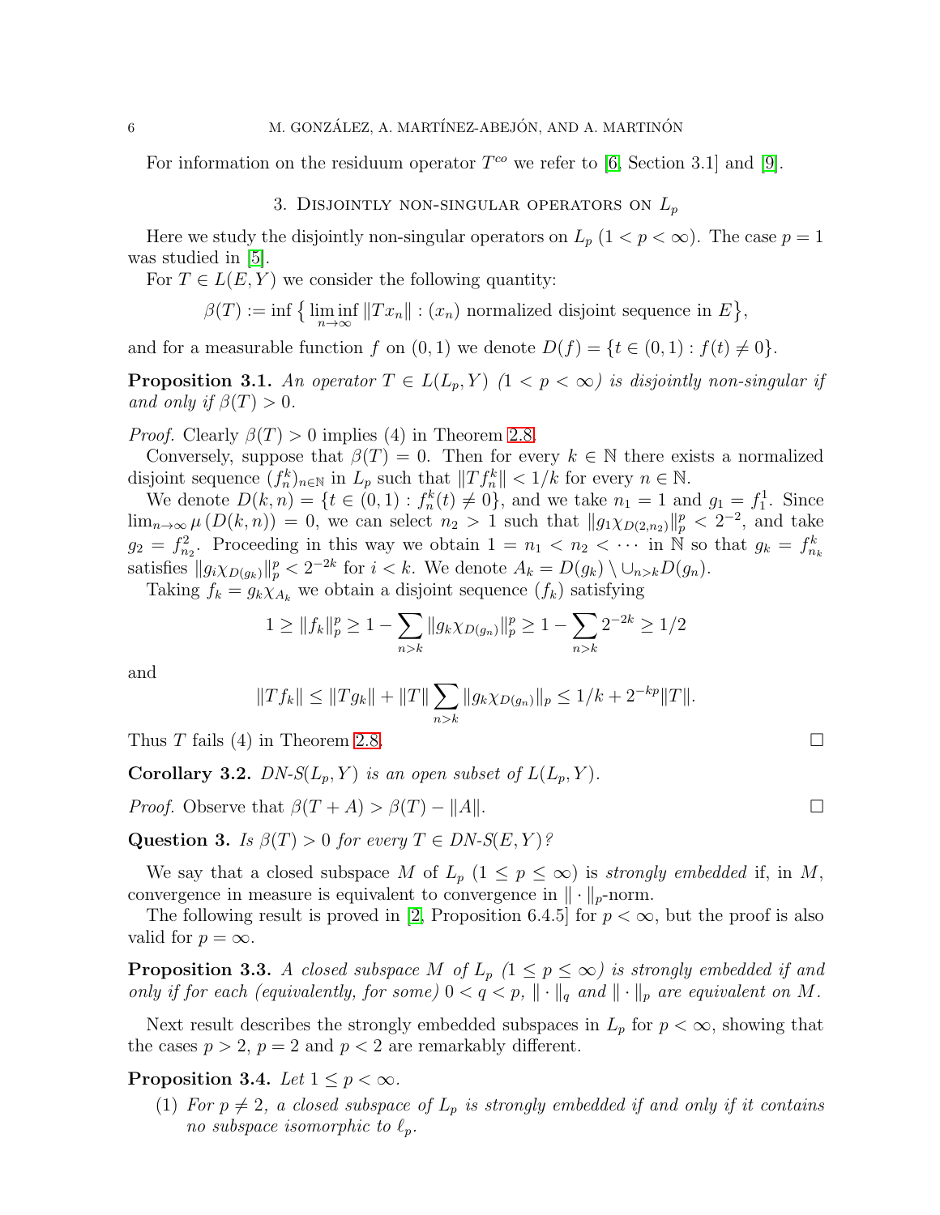For information on the residuum operator $T^{co}$ we refer to [6, Section 3.1] and [9].

## 3. Disjointly non-singular operators on $L_p$

Here we study the disjointly non-singular operators on $L_p$ $(1 < p < \infty)$. The case $p = 1$ was studied in [5].

For $T \in L(E, Y)$ we consider the following quantity:

$$\beta(T) := \inf \big\{ \liminf_{n\to\infty} \|Tx_n\| : (x_n) \text{ normalized disjoint sequence in } E \big\},$$

and for a measurable function $f$ on $(0,1)$ we denote $D(f) = \{t \in (0,1) : f(t) \neq 0\}$.

**Proposition 3.1.** *An operator $T \in L(L_p, Y)$ $(1 < p < \infty)$ is disjointly non-singular if and only if $\beta(T) > 0$.*

*Proof.* Clearly $\beta(T) > 0$ implies (4) in Theorem 2.8.

Conversely, suppose that $\beta(T) = 0$. Then for every $k \in \mathbb{N}$ there exists a normalized disjoint sequence $(f_n^k)_{n\in\mathbb{N}}$ in $L_p$ such that $\|Tf_n^k\| < 1/k$ for every $n \in \mathbb{N}$.

We denote $D(k,n) = \{t \in (0,1) : f_n^k(t) \neq 0\}$, and we take $n_1 = 1$ and $g_1 = f_1^1$. Since $\lim_{n\to\infty} \mu\left(D(k,n)\right) = 0$, we can select $n_2 > 1$ such that $\|g_1\chi_{D(2,n_2)}\|_p^p < 2^{-2}$, and take $g_2 = f_{n_2}^2$. Proceeding in this way we obtain $1 = n_1 < n_2 < \cdots$ in $\mathbb{N}$ so that $g_k = f_{n_k}^k$ satisfies $\|g_i\chi_{D(g_k)}\|_p^p < 2^{-2k}$ for $i < k$. We denote $A_k = D(g_k) \setminus \cup_{n>k} D(g_n)$.

Taking $f_k = g_k\chi_{A_k}$ we obtain a disjoint sequence $(f_k)$ satisfying

$$1 \geq \|f_k\|_p^p \geq 1 - \sum_{n>k} \|g_k\chi_{D(g_n)}\|_p^p \geq 1 - \sum_{n>k} 2^{-2k} \geq 1/2$$

and

$$\|Tf_k\| \leq \|Tg_k\| + \|T\| \sum_{n>k} \|g_k\chi_{D(g_n)}\|_p \leq 1/k + 2^{-kp}\|T\|.$$

Thus $T$ fails (4) in Theorem 2.8. $\square$

**Corollary 3.2.** *DN-S$(L_p, Y)$ is an open subset of $L(L_p, Y)$.*

*Proof.* Observe that $\beta(T + A) > \beta(T) - \|A\|$. $\square$

**Question 3.** *Is $\beta(T) > 0$ for every $T \in$ DN-S$(E, Y)$?*

We say that a closed subspace $M$ of $L_p$ $(1 \leq p \leq \infty)$ is *strongly embedded* if, in $M$, convergence in measure is equivalent to convergence in $\|\cdot\|_p$-norm.

The following result is proved in [2, Proposition 6.4.5] for $p < \infty$, but the proof is also valid for $p = \infty$.

**Proposition 3.3.** *A closed subspace $M$ of $L_p$ $(1 \leq p \leq \infty)$ is strongly embedded if and only if for each (equivalently, for some) $0 < q < p$, $\|\cdot\|_q$ and $\|\cdot\|_p$ are equivalent on $M$.*

Next result describes the strongly embedded subspaces in $L_p$ for $p < \infty$, showing that the cases $p > 2$, $p = 2$ and $p < 2$ are remarkably different.

**Proposition 3.4.** *Let $1 \leq p < \infty$.*

1. *For $p \neq 2$, a closed subspace of $L_p$ is strongly embedded if and only if it contains no subspace isomorphic to $\ell_p$.*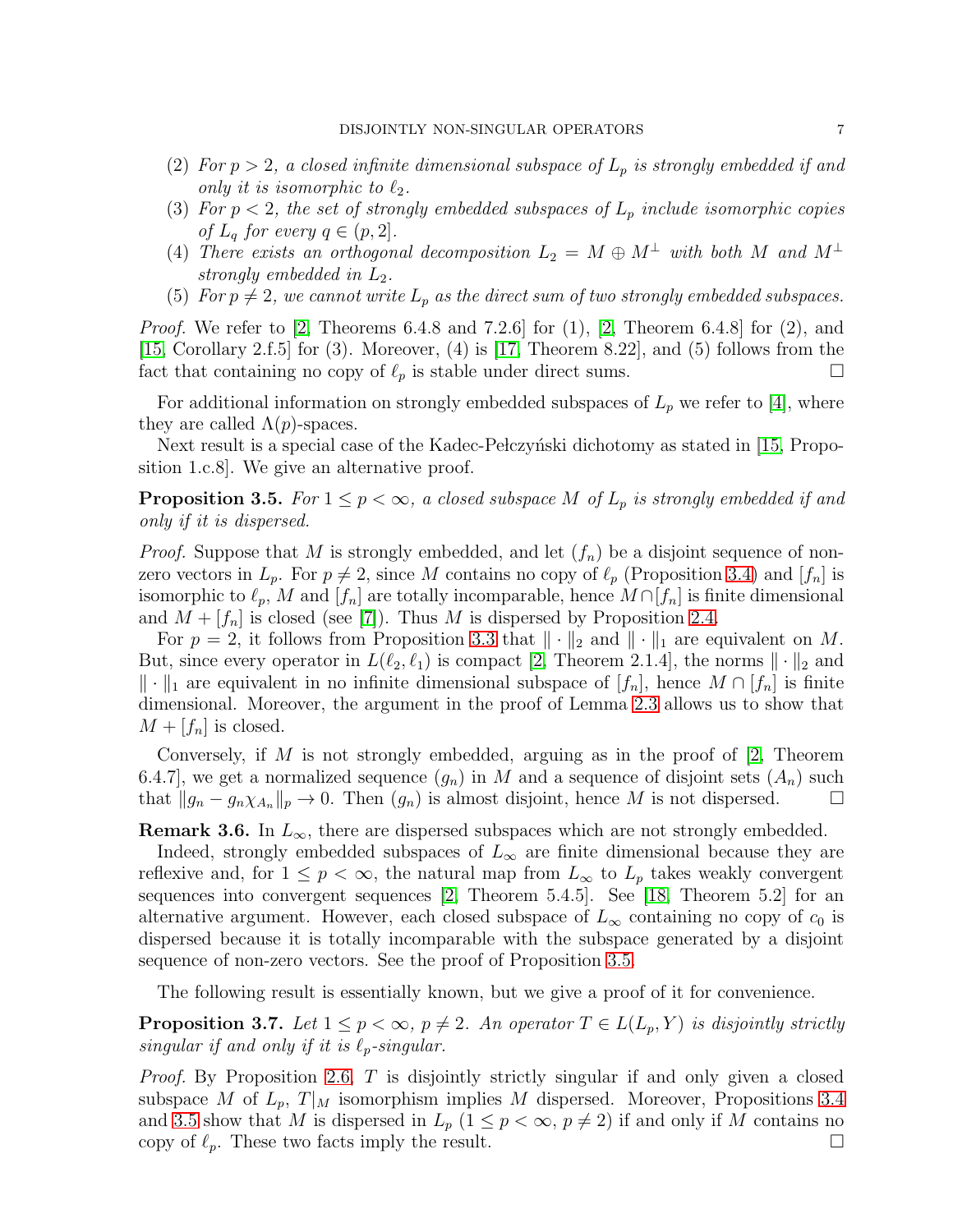(2) *For $p > 2$, a closed infinite dimensional subspace of $L_p$ is strongly embedded if and only it is isomorphic to $\ell_2$.*
(3) *For $p < 2$, the set of strongly embedded subspaces of $L_p$ include isomorphic copies of $L_q$ for every $q \in (p, 2]$.*
(4) *There exists an orthogonal decomposition $L_2 = M \oplus M^\perp$ with both $M$ and $M^\perp$ strongly embedded in $L_2$.*
(5) *For $p \neq 2$, we cannot write $L_p$ as the direct sum of two strongly embedded subspaces.*

*Proof.* We refer to [2, Theorems 6.4.8 and 7.2.6] for (1), [2, Theorem 6.4.8] for (2), and [15, Corollary 2.f.5] for (3). Moreover, (4) is [17, Theorem 8.22], and (5) follows from the fact that containing no copy of $\ell_p$ is stable under direct sums. □

For additional information on strongly embedded subspaces of $L_p$ we refer to [4], where they are called $\Lambda(p)$-spaces.

Next result is a special case of the Kadec-Pełczyński dichotomy as stated in [15, Proposition 1.c.8]. We give an alternative proof.

**Proposition 3.5.** *For $1 \leq p < \infty$, a closed subspace $M$ of $L_p$ is strongly embedded if and only if it is dispersed.*

*Proof.* Suppose that $M$ is strongly embedded, and let $(f_n)$ be a disjoint sequence of non-zero vectors in $L_p$. For $p \neq 2$, since $M$ contains no copy of $\ell_p$ (Proposition 3.4) and $[f_n]$ is isomorphic to $\ell_p$, $M$ and $[f_n]$ are totally incomparable, hence $M \cap [f_n]$ is finite dimensional and $M + [f_n]$ is closed (see [7]). Thus $M$ is dispersed by Proposition 2.4.

For $p = 2$, it follows from Proposition 3.3 that $\|\cdot\|_2$ and $\|\cdot\|_1$ are equivalent on $M$. But, since every operator in $L(\ell_2, \ell_1)$ is compact [2, Theorem 2.1.4], the norms $\|\cdot\|_2$ and $\|\cdot\|_1$ are equivalent in no infinite dimensional subspace of $[f_n]$, hence $M \cap [f_n]$ is finite dimensional. Moreover, the argument in the proof of Lemma 2.3 allows us to show that $M + [f_n]$ is closed.

Conversely, if $M$ is not strongly embedded, arguing as in the proof of [2, Theorem 6.4.7], we get a normalized sequence $(g_n)$ in $M$ and a sequence of disjoint sets $(A_n)$ such that $\|g_n - g_n\chi_{A_n}\|_p \to 0$. Then $(g_n)$ is almost disjoint, hence $M$ is not dispersed. □

**Remark 3.6.** In $L_\infty$, there are dispersed subspaces which are not strongly embedded.

Indeed, strongly embedded subspaces of $L_\infty$ are finite dimensional because they are reflexive and, for $1 \leq p < \infty$, the natural map from $L_\infty$ to $L_p$ takes weakly convergent sequences into convergent sequences [2, Theorem 5.4.5]. See [18, Theorem 5.2] for an alternative argument. However, each closed subspace of $L_\infty$ containing no copy of $c_0$ is dispersed because it is totally incomparable with the subspace generated by a disjoint sequence of non-zero vectors. See the proof of Proposition 3.5.

The following result is essentially known, but we give a proof of it for convenience.

**Proposition 3.7.** *Let $1 \leq p < \infty$, $p \neq 2$. An operator $T \in L(L_p, Y)$ is disjointly strictly singular if and only if it is $\ell_p$-singular.*

*Proof.* By Proposition 2.6, $T$ is disjointly strictly singular if and only given a closed subspace $M$ of $L_p$, $T|_M$ isomorphism implies $M$ dispersed. Moreover, Propositions 3.4 and 3.5 show that $M$ is dispersed in $L_p$ ($1 \leq p < \infty$, $p \neq 2$) if and only if $M$ contains no copy of $\ell_p$. These two facts imply the result. □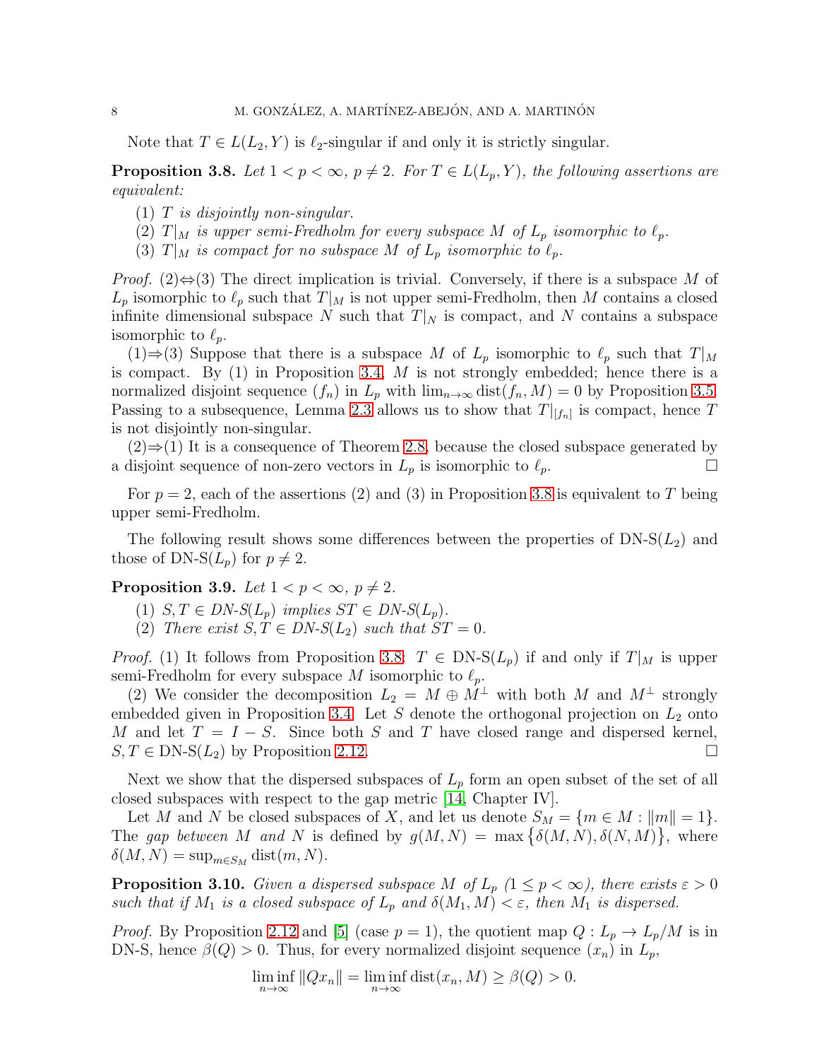Note that $T \in L(L_2, Y)$ is $\ell_2$-singular if and only it is strictly singular.

**Proposition 3.8.** *Let $1 < p < \infty$, $p \neq 2$. For $T \in L(L_p, Y)$, the following assertions are equivalent:*

1. *$T$ is disjointly non-singular.*
2. *$T|_M$ is upper semi-Fredholm for every subspace $M$ of $L_p$ isomorphic to $\ell_p$.*
3. *$T|_M$ is compact for no subspace $M$ of $L_p$ isomorphic to $\ell_p$.*

*Proof.* (2)⇔(3) The direct implication is trivial. Conversely, if there is a subspace $M$ of $L_p$ isomorphic to $\ell_p$ such that $T|_M$ is not upper semi-Fredholm, then $M$ contains a closed infinite dimensional subspace $N$ such that $T|_N$ is compact, and $N$ contains a subspace isomorphic to $\ell_p$.

(1)⇒(3) Suppose that there is a subspace $M$ of $L_p$ isomorphic to $\ell_p$ such that $T|_M$ is compact. By (1) in Proposition 3.4, $M$ is not strongly embedded; hence there is a normalized disjoint sequence $(f_n)$ in $L_p$ with $\lim_{n\to\infty} \operatorname{dist}(f_n, M) = 0$ by Proposition 3.5. Passing to a subsequence, Lemma 2.3 allows us to show that $T|_{[f_n]}$ is compact, hence $T$ is not disjointly non-singular.

(2)⇒(1) It is a consequence of Theorem 2.8, because the closed subspace generated by a disjoint sequence of non-zero vectors in $L_p$ is isomorphic to $\ell_p$. □

For $p = 2$, each of the assertions (2) and (3) in Proposition 3.8 is equivalent to $T$ being upper semi-Fredholm.

The following result shows some differences between the properties of DN-S$(L_2)$ and those of DN-S$(L_p)$ for $p \neq 2$.

**Proposition 3.9.** *Let $1 < p < \infty$, $p \neq 2$.*

1. *$S, T \in$ DN-S$(L_p)$ implies $ST \in$ DN-S$(L_p)$.*
2. *There exist $S, T \in$ DN-S$(L_2)$ such that $ST = 0$.*

*Proof.* (1) It follows from Proposition 3.8: $T \in$ DN-S$(L_p)$ if and only if $T|_M$ is upper semi-Fredholm for every subspace $M$ isomorphic to $\ell_p$.

(2) We consider the decomposition $L_2 = M \oplus M^\perp$ with both $M$ and $M^\perp$ strongly embedded given in Proposition 3.4. Let $S$ denote the orthogonal projection on $L_2$ onto $M$ and let $T = I - S$. Since both $S$ and $T$ have closed range and dispersed kernel, $S, T \in$ DN-S$(L_2)$ by Proposition 2.12. □

Next we show that the dispersed subspaces of $L_p$ form an open subset of the set of all closed subspaces with respect to the gap metric [14, Chapter IV].

Let $M$ and $N$ be closed subspaces of $X$, and let us denote $S_M = \{m \in M : \|m\| = 1\}$. The *gap between $M$ and $N$* is defined by $g(M, N) = \max\{\delta(M, N), \delta(N, M)\}$, where $\delta(M, N) = \sup_{m \in S_M} \operatorname{dist}(m, N)$.

**Proposition 3.10.** *Given a dispersed subspace $M$ of $L_p$ ($1 \leq p < \infty$), there exists $\varepsilon > 0$ such that if $M_1$ is a closed subspace of $L_p$ and $\delta(M_1, M) < \varepsilon$, then $M_1$ is dispersed.*

*Proof.* By Proposition 2.12 and [5] (case $p = 1$), the quotient map $Q : L_p \to L_p/M$ is in DN-S, hence $\beta(Q) > 0$. Thus, for every normalized disjoint sequence $(x_n)$ in $L_p$,

$$\liminf_{n\to\infty} \|Qx_n\| = \liminf_{n\to\infty} \operatorname{dist}(x_n, M) \geq \beta(Q) > 0.$$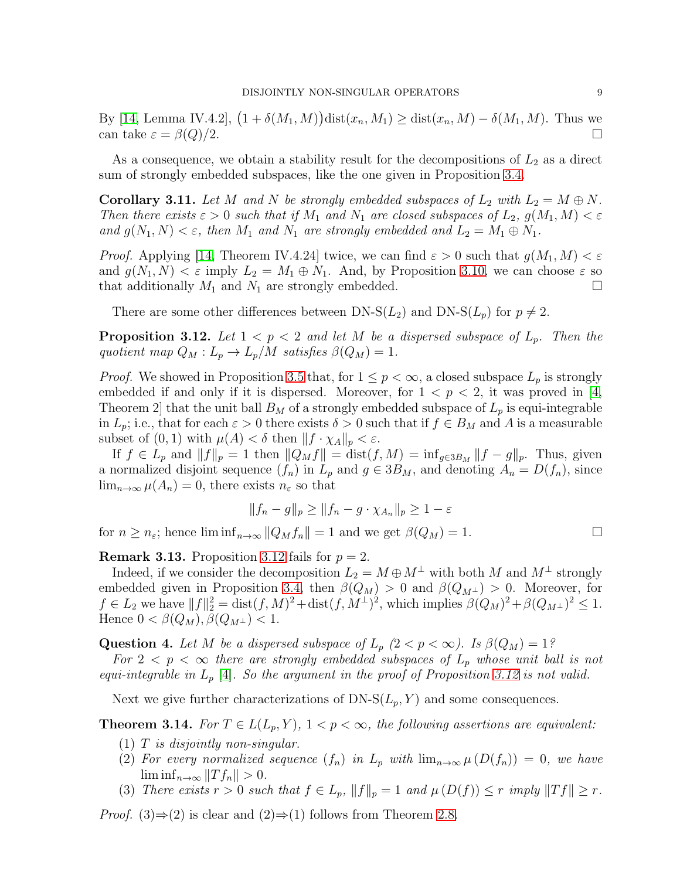By [14, Lemma IV.4.2], $\big(1+\delta(M_1,M)\big)\text{dist}(x_n,M_1) \geq \text{dist}(x_n,M) - \delta(M_1,M)$. Thus we can take $\varepsilon = \beta(Q)/2$. $\square$

As a consequence, we obtain a stability result for the decompositions of $L_2$ as a direct sum of strongly embedded subspaces, like the one given in Proposition 3.4.

**Corollary 3.11.** *Let $M$ and $N$ be strongly embedded subspaces of $L_2$ with $L_2 = M \oplus N$. Then there exists $\varepsilon > 0$ such that if $M_1$ and $N_1$ are closed subspaces of $L_2$, $g(M_1,M) < \varepsilon$ and $g(N_1,N) < \varepsilon$, then $M_1$ and $N_1$ are strongly embedded and $L_2 = M_1 \oplus N_1$.*

*Proof.* Applying [14, Theorem IV.4.24] twice, we can find $\varepsilon > 0$ such that $g(M_1,M) < \varepsilon$ and $g(N_1,N) < \varepsilon$ imply $L_2 = M_1 \oplus N_1$. And, by Proposition 3.10, we can choose $\varepsilon$ so that additionally $M_1$ and $N_1$ are strongly embedded. $\square$

There are some other differences between DN-S$(L_2)$ and DN-S$(L_p)$ for $p \neq 2$.

**Proposition 3.12.** *Let $1 < p < 2$ and let $M$ be a dispersed subspace of $L_p$. Then the quotient map $Q_M : L_p \to L_p/M$ satisfies $\beta(Q_M) = 1$.*

*Proof.* We showed in Proposition 3.5 that, for $1 \leq p < \infty$, a closed subspace $L_p$ is strongly embedded if and only if it is dispersed. Moreover, for $1 < p < 2$, it was proved in [4, Theorem 2] that the unit ball $B_M$ of a strongly embedded subspace of $L_p$ is equi-integrable in $L_p$; i.e., that for each $\varepsilon > 0$ there exists $\delta > 0$ such that if $f \in B_M$ and $A$ is a measurable subset of $(0,1)$ with $\mu(A) < \delta$ then $\|f \cdot \chi_A\|_p < \varepsilon$.

If $f \in L_p$ and $\|f\|_p = 1$ then $\|Q_M f\| = \text{dist}(f,M) = \inf_{g \in 3B_M} \|f-g\|_p$. Thus, given a normalized disjoint sequence $(f_n)$ in $L_p$ and $g \in 3B_M$, and denoting $A_n = D(f_n)$, since $\lim_{n\to\infty} \mu(A_n) = 0$, there exists $n_\varepsilon$ so that

$$\|f_n - g\|_p \geq \|f_n - g \cdot \chi_{A_n}\|_p \geq 1 - \varepsilon$$

for $n \geq n_\varepsilon$; hence $\liminf_{n\to\infty} \|Q_M f_n\| = 1$ and we get $\beta(Q_M) = 1$. $\square$

**Remark 3.13.** Proposition 3.12 fails for $p = 2$.

Indeed, if we consider the decomposition $L_2 = M \oplus M^\perp$ with both $M$ and $M^\perp$ strongly embedded given in Proposition 3.4, then $\beta(Q_M) > 0$ and $\beta(Q_{M^\perp}) > 0$. Moreover, for $f \in L_2$ we have $\|f\|_2^2 = \text{dist}(f,M)^2 + \text{dist}(f,M^\perp)^2$, which implies $\beta(Q_M)^2 + \beta(Q_{M^\perp})^2 \leq 1$. Hence $0 < \beta(Q_M), \beta(Q_{M^\perp}) < 1$.

**Question 4.** *Let $M$ be a dispersed subspace of $L_p$ $(2 < p < \infty)$. Is $\beta(Q_M) = 1$?*

*For $2 < p < \infty$ there are strongly embedded subspaces of $L_p$ whose unit ball is not equi-integrable in $L_p$ [4]. So the argument in the proof of Proposition 3.12 is not valid.*

Next we give further characterizations of DN-S$(L_p, Y)$ and some consequences.

**Theorem 3.14.** *For $T \in L(L_p, Y)$, $1 < p < \infty$, the following assertions are equivalent:*

1. *$T$ is disjointly non-singular.*
2. *For every normalized sequence $(f_n)$ in $L_p$ with $\lim_{n\to\infty} \mu(D(f_n)) = 0$, we have $\liminf_{n\to\infty} \|Tf_n\| > 0$.*
3. *There exists $r > 0$ such that $f \in L_p$, $\|f\|_p = 1$ and $\mu(D(f)) \leq r$ imply $\|Tf\| \geq r$.*

*Proof.* (3)$\Rightarrow$(2) is clear and (2)$\Rightarrow$(1) follows from Theorem 2.8.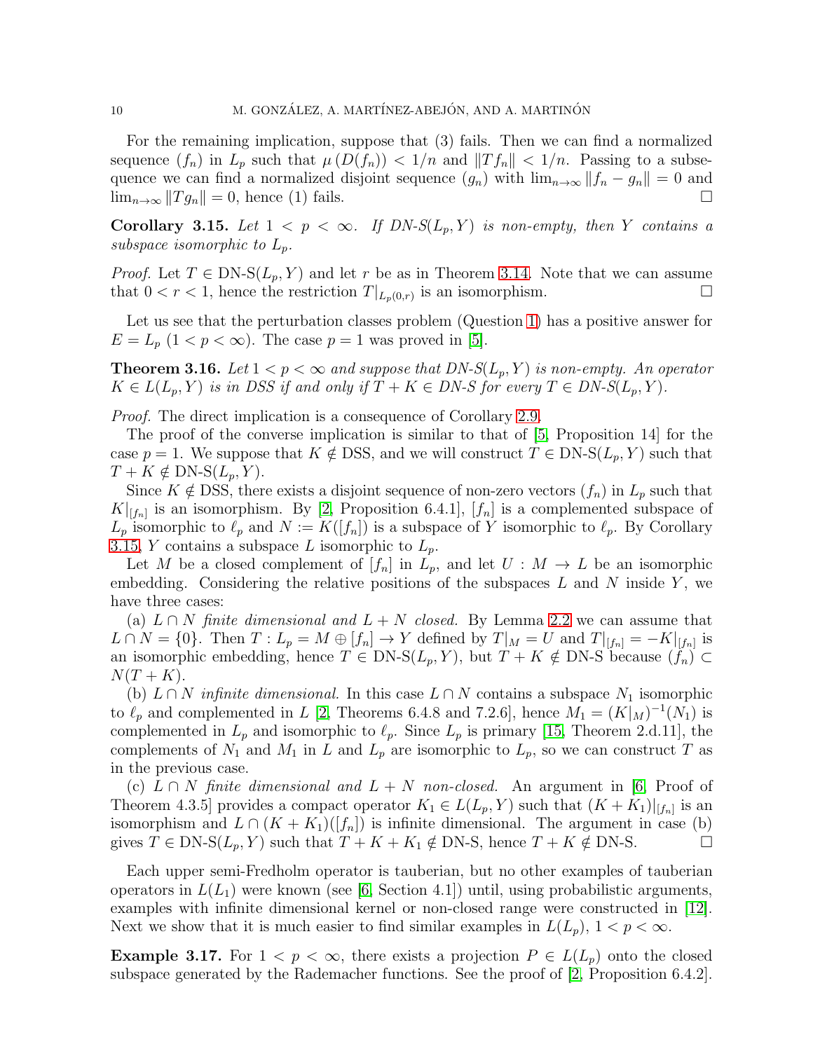For the remaining implication, suppose that (3) fails. Then we can find a normalized sequence $(f_n)$ in $L_p$ such that $\mu(D(f_n)) < 1/n$ and $\|Tf_n\| < 1/n$. Passing to a subsequence we can find a normalized disjoint sequence $(g_n)$ with $\lim_{n\to\infty} \|f_n - g_n\| = 0$ and $\lim_{n\to\infty} \|Tg_n\| = 0$, hence (1) fails. $\square$

**Corollary 3.15.** *Let $1 < p < \infty$. If DN-S$(L_p, Y)$ is non-empty, then $Y$ contains a subspace isomorphic to $L_p$.*

*Proof.* Let $T \in$ DN-S$(L_p, Y)$ and let $r$ be as in Theorem 3.14. Note that we can assume that $0 < r < 1$, hence the restriction $T|_{L_p(0,r)}$ is an isomorphism. $\square$

Let us see that the perturbation classes problem (Question 1) has a positive answer for $E = L_p$ $(1 < p < \infty)$. The case $p = 1$ was proved in [5].

**Theorem 3.16.** *Let $1 < p < \infty$ and suppose that DN-S$(L_p, Y)$ is non-empty. An operator $K \in L(L_p, Y)$ is in DSS if and only if $T + K \in$ DN-S for every $T \in$ DN-S$(L_p, Y)$.*

*Proof.* The direct implication is a consequence of Corollary 2.9.

The proof of the converse implication is similar to that of [5, Proposition 14] for the case $p = 1$. We suppose that $K \notin$ DSS, and we will construct $T \in$ DN-S$(L_p, Y)$ such that $T + K \notin$ DN-S$(L_p, Y)$.

Since $K \notin$ DSS, there exists a disjoint sequence of non-zero vectors $(f_n)$ in $L_p$ such that $K|_{[f_n]}$ is an isomorphism. By [2, Proposition 6.4.1], $[f_n]$ is a complemented subspace of $L_p$ isomorphic to $\ell_p$ and $N := K([f_n])$ is a subspace of $Y$ isomorphic to $\ell_p$. By Corollary 3.15, $Y$ contains a subspace $L$ isomorphic to $L_p$.

Let $M$ be a closed complement of $[f_n]$ in $L_p$, and let $U : M \to L$ be an isomorphic embedding. Considering the relative positions of the subspaces $L$ and $N$ inside $Y$, we have three cases:

(a) *$L \cap N$ finite dimensional and $L + N$ closed.* By Lemma 2.2 we can assume that $L \cap N = \{0\}$. Then $T : L_p = M \oplus [f_n] \to Y$ defined by $T|_M = U$ and $T|_{[f_n]} = -K|_{[f_n]}$ is an isomorphic embedding, hence $T \in$ DN-S$(L_p, Y)$, but $T + K \notin$ DN-S because $(f_n) \subset N(T + K)$.

(b) *$L \cap N$ infinite dimensional.* In this case $L \cap N$ contains a subspace $N_1$ isomorphic to $\ell_p$ and complemented in $L$ [2, Theorems 6.4.8 and 7.2.6], hence $M_1 = (K|_M)^{-1}(N_1)$ is complemented in $L_p$ and isomorphic to $\ell_p$. Since $L_p$ is primary [15, Theorem 2.d.11], the complements of $N_1$ and $M_1$ in $L$ and $L_p$ are isomorphic to $L_p$, so we can construct $T$ as in the previous case.

(c) *$L \cap N$ finite dimensional and $L + N$ non-closed.* An argument in [6, Proof of Theorem 4.3.5] provides a compact operator $K_1 \in L(L_p, Y)$ such that $(K + K_1)|_{[f_n]}$ is an isomorphism and $L \cap (K + K_1)([f_n])$ is infinite dimensional. The argument in case (b) gives $T \in$ DN-S$(L_p, Y)$ such that $T + K + K_1 \notin$ DN-S, hence $T + K \notin$ DN-S. $\square$

Each upper semi-Fredholm operator is tauberian, but no other examples of tauberian operators in $L(L_1)$ were known (see [6, Section 4.1]) until, using probabilistic arguments, examples with infinite dimensional kernel or non-closed range were constructed in [12]. Next we show that it is much easier to find similar examples in $L(L_p)$, $1 < p < \infty$.

**Example 3.17.** For $1 < p < \infty$, there exists a projection $P \in L(L_p)$ onto the closed subspace generated by the Rademacher functions. See the proof of [2, Proposition 6.4.2].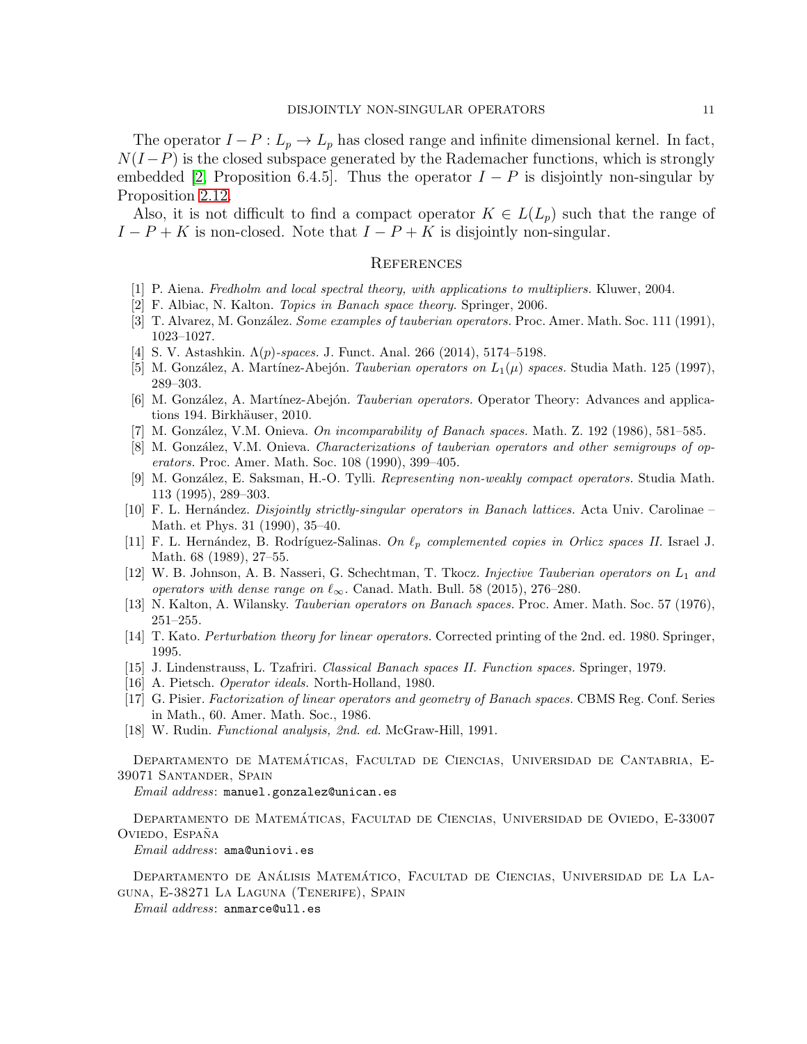The operator $I - P : L_p \to L_p$ has closed range and infinite dimensional kernel. In fact, $N(I-P)$ is the closed subspace generated by the Rademacher functions, which is strongly embedded [2, Proposition 6.4.5]. Thus the operator $I - P$ is disjointly non-singular by Proposition 2.12.

Also, it is not difficult to find a compact operator $K \in L(L_p)$ such that the range of $I - P + K$ is non-closed. Note that $I - P + K$ is disjointly non-singular.

## References

[1] P. Aiena. *Fredholm and local spectral theory, with applications to multipliers.* Kluwer, 2004.

[2] F. Albiac, N. Kalton. *Topics in Banach space theory.* Springer, 2006.

[3] T. Alvarez, M. González. *Some examples of tauberian operators.* Proc. Amer. Math. Soc. 111 (1991), 1023–1027.

[4] S. V. Astashkin. *$\Lambda(p)$-spaces.* J. Funct. Anal. 266 (2014), 5174–5198.

[5] M. González, A. Martínez-Abejón. *Tauberian operators on $L_1(\mu)$ spaces.* Studia Math. 125 (1997), 289–303.

[6] M. González, A. Martínez-Abejón. *Tauberian operators.* Operator Theory: Advances and applications 194. Birkhäuser, 2010.

[7] M. González, V.M. Onieva. *On incomparability of Banach spaces.* Math. Z. 192 (1986), 581–585.

[8] M. González, V.M. Onieva. *Characterizations of tauberian operators and other semigroups of operators.* Proc. Amer. Math. Soc. 108 (1990), 399–405.

[9] M. González, E. Saksman, H.-O. Tylli. *Representing non-weakly compact operators.* Studia Math. 113 (1995), 289–303.

[10] F. L. Hernández. *Disjointly strictly-singular operators in Banach lattices.* Acta Univ. Carolinae – Math. et Phys. 31 (1990), 35–40.

[11] F. L. Hernández, B. Rodríguez-Salinas. *On $\ell_p$ complemented copies in Orlicz spaces II.* Israel J. Math. 68 (1989), 27–55.

[12] W. B. Johnson, A. B. Nasseri, G. Schechtman, T. Tkocz. *Injective Tauberian operators on $L_1$ and operators with dense range on $\ell_\infty$.* Canad. Math. Bull. 58 (2015), 276–280.

[13] N. Kalton, A. Wilansky. *Tauberian operators on Banach spaces.* Proc. Amer. Math. Soc. 57 (1976), 251–255.

[14] T. Kato. *Perturbation theory for linear operators.* Corrected printing of the 2nd. ed. 1980. Springer, 1995.

[15] J. Lindenstrauss, L. Tzafriri. *Classical Banach spaces II. Function spaces.* Springer, 1979.

[16] A. Pietsch. *Operator ideals.* North-Holland, 1980.

[17] G. Pisier. *Factorization of linear operators and geometry of Banach spaces.* CBMS Reg. Conf. Series in Math., 60. Amer. Math. Soc., 1986.

[18] W. Rudin. *Functional analysis, 2nd. ed.* McGraw-Hill, 1991.

Departamento de Matemáticas, Facultad de Ciencias, Universidad de Cantabria, E-39071 Santander, Spain

*Email address*: manuel.gonzalez@unican.es

Departamento de Matemáticas, Facultad de Ciencias, Universidad de Oviedo, E-33007 Oviedo, España

*Email address*: ama@uniovi.es

Departamento de Análisis Matemático, Facultad de Ciencias, Universidad de La Laguna, E-38271 La Laguna (Tenerife), Spain

*Email address*: anmarce@ull.es